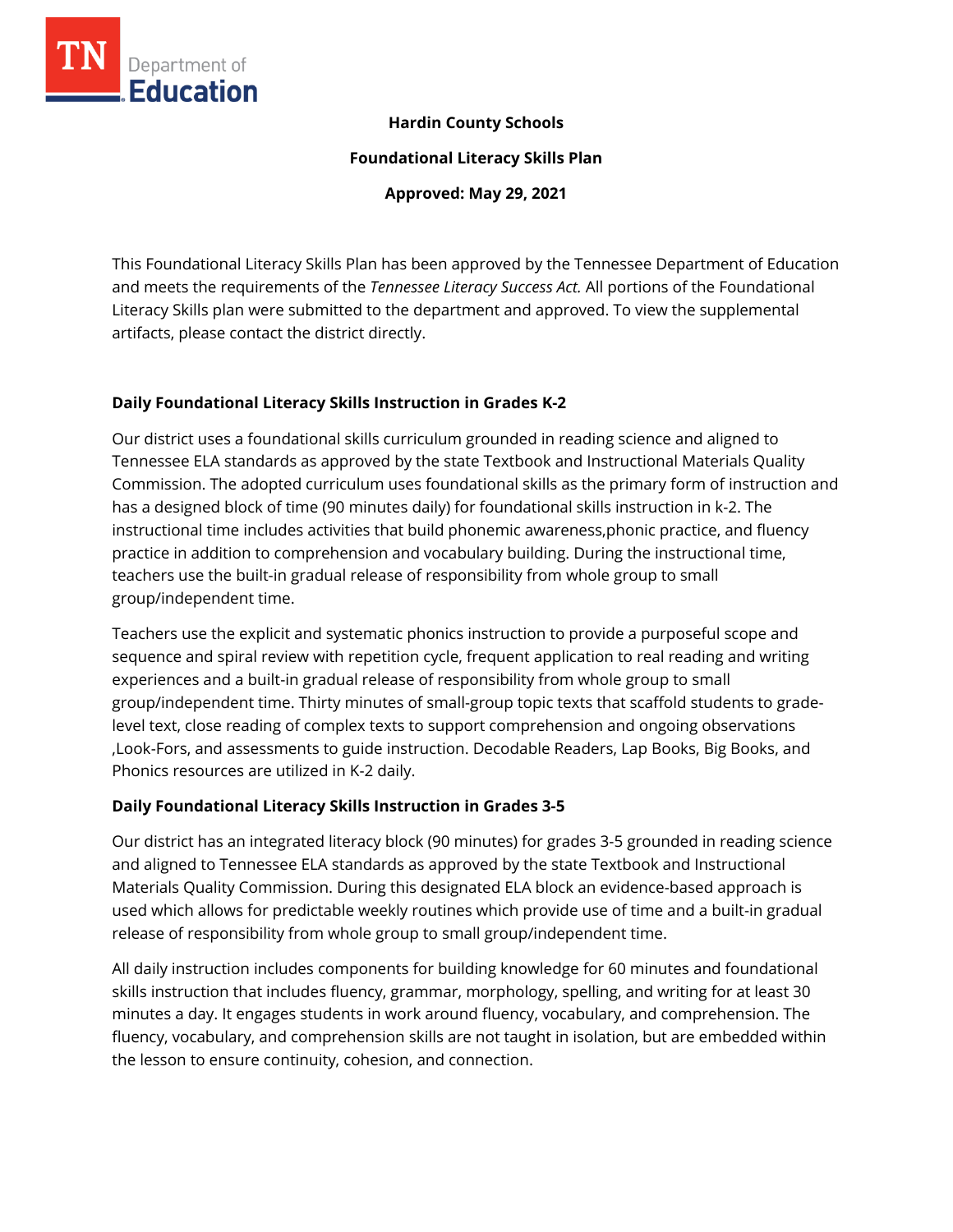**Hardin County Schools**

**Foundational Literacy Skills Plan**

**Approved: May 29, 2021**

This Foundational Literacy Skills Plan has been approved by the Tennessee Department of Education and meets the requirements of the *Tennessee Literacy Success Act.* All portions of the Foundational Literacy Skills plan were submitted to the department and approved. To view the supplemental artifacts, please contact the district directly.

## Daily Foundational Literacy Skills Instruction in Grades K-2

Our district uses a foundational skills curriculum grounded in reading science and aligned to Tennessee ELA standards as approved by the state Textbook and Instructional Materials Quality Commission. The adopted curriculum uses foundational skills as the primary form of instruction and has a designed block of time (90 minutes daily) for foundational skills instruction in k-2. The instructional time includes activities that build phonemic awareness,phonic practice, and fluency practice in addition to comprehension and vocabulary building. During the instructional time, teachers use the built-in gradual release of responsibility from whole group to small group/independent time.

Teachers use the explicit and systematic phonics instruction to provide a purposeful scope and sequence and spiral review with repetition cycle, frequent application to real reading and writing experiences and a built-in gradual release of responsibility from whole group to small group/independent time. Thirty minutes of small-group topic texts that scaffold students to grade-level text, close reading of complex texts to support comprehension and ongoing observations ,Look-Fors, and assessments to guide instruction. Decodable Readers, Lap Books, Big Books, and Phonics resources are utilized in K-2 daily.

## Daily Foundational Literacy Skills Instruction in Grades 3-5

Our district has an integrated literacy block (90 minutes) for grades 3-5 grounded in reading science and aligned to Tennessee ELA standards as approved by the state Textbook and Instructional Materials Quality Commission. During this designated ELA block an evidence-based approach is used which allows for predictable weekly routines which provide use of time and a built-in gradual release of responsibility from whole group to small group/independent time.

All daily instruction includes components for building knowledge for 60 minutes and foundational skills instruction that includes fluency, grammar, morphology, spelling, and writing for at least 30 minutes a day. It engages students in work around fluency, vocabulary, and comprehension. The fluency, vocabulary, and comprehension skills are not taught in isolation, but are embedded within the lesson to ensure continuity, cohesion, and connection.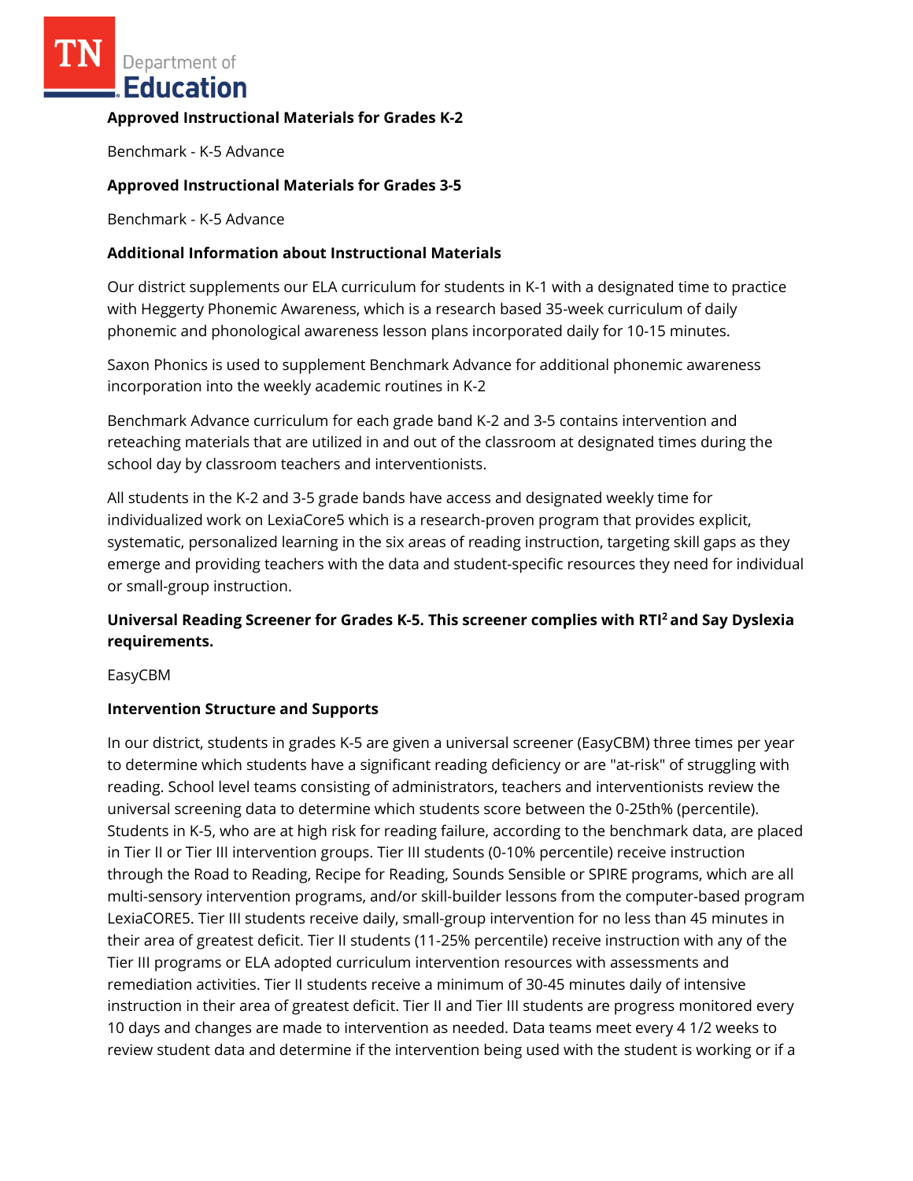**Approved Instructional Materials for Grades K-2**

Benchmark - K-5 Advance

**Approved Instructional Materials for Grades 3-5**

Benchmark - K-5 Advance

**Additional Information about Instructional Materials**

Our district supplements our ELA curriculum for students in K-1 with a designated time to practice with Heggerty Phonemic Awareness, which is a research based 35-week curriculum of daily phonemic and phonological awareness lesson plans incorporated daily for 10-15 minutes.

Saxon Phonics is used to supplement Benchmark Advance for additional phonemic awareness incorporation into the weekly academic routines in K-2

Benchmark Advance curriculum for each grade band K-2 and 3-5 contains intervention and reteaching materials that are utilized in and out of the classroom at designated times during the school day by classroom teachers and interventionists.

All students in the K-2 and 3-5 grade bands have access and designated weekly time for individualized work on LexiaCore5 which is a research-proven program that provides explicit, systematic, personalized learning in the six areas of reading instruction, targeting skill gaps as they emerge and providing teachers with the data and student-specific resources they need for individual or small-group instruction.

**Universal Reading Screener for Grades K-5. This screener complies with RTI² and Say Dyslexia requirements.**

EasyCBM

**Intervention Structure and Supports**

In our district, students in grades K-5 are given a universal screener (EasyCBM) three times per year to determine which students have a significant reading deficiency or are "at-risk" of struggling with reading. School level teams consisting of administrators, teachers and interventionists review the universal screening data to determine which students score between the 0-25th% (percentile). Students in K-5, who are at high risk for reading failure, according to the benchmark data, are placed in Tier II or Tier III intervention groups. Tier III students (0-10% percentile) receive instruction through the Road to Reading, Recipe for Reading, Sounds Sensible or SPIRE programs, which are all multi-sensory intervention programs, and/or skill-builder lessons from the computer-based program LexiaCORE5. Tier III students receive daily, small-group intervention for no less than 45 minutes in their area of greatest deficit. Tier II students (11-25% percentile) receive instruction with any of the Tier III programs or ELA adopted curriculum intervention resources with assessments and remediation activities. Tier II students receive a minimum of 30-45 minutes daily of intensive instruction in their area of greatest deficit. Tier II and Tier III students are progress monitored every 10 days and changes are made to intervention as needed. Data teams meet every 4 1/2 weeks to review student data and determine if the intervention being used with the student is working or if a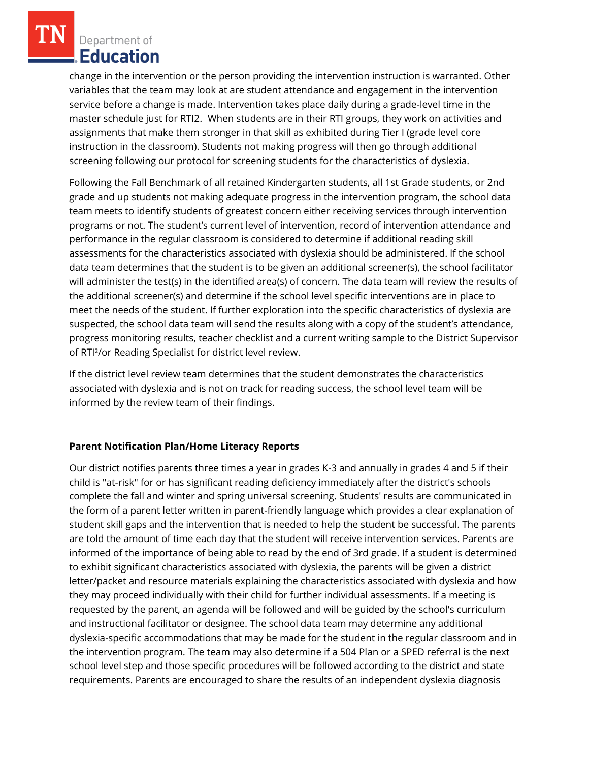change in the intervention or the person providing the intervention instruction is warranted. Other variables that the team may look at are student attendance and engagement in the intervention service before a change is made. Intervention takes place daily during a grade-level time in the master schedule just for RTI2. When students are in their RTI groups, they work on activities and assignments that make them stronger in that skill as exhibited during Tier I (grade level core instruction in the classroom). Students not making progress will then go through additional screening following our protocol for screening students for the characteristics of dyslexia.

Following the Fall Benchmark of all retained Kindergarten students, all 1st Grade students, or 2nd grade and up students not making adequate progress in the intervention program, the school data team meets to identify students of greatest concern either receiving services through intervention programs or not. The student's current level of intervention, record of intervention attendance and performance in the regular classroom is considered to determine if additional reading skill assessments for the characteristics associated with dyslexia should be administered. If the school data team determines that the student is to be given an additional screener(s), the school facilitator will administer the test(s) in the identified area(s) of concern. The data team will review the results of the additional screener(s) and determine if the school level specific interventions are in place to meet the needs of the student. If further exploration into the specific characteristics of dyslexia are suspected, the school data team will send the results along with a copy of the student's attendance, progress monitoring results, teacher checklist and a current writing sample to the District Supervisor of RTI²/or Reading Specialist for district level review.

If the district level review team determines that the student demonstrates the characteristics associated with dyslexia and is not on track for reading success, the school level team will be informed by the review team of their findings.

**Parent Notification Plan/Home Literacy Reports**

Our district notifies parents three times a year in grades K-3 and annually in grades 4 and 5 if their child is "at-risk" for or has significant reading deficiency immediately after the district's schools complete the fall and winter and spring universal screening. Students' results are communicated in the form of a parent letter written in parent-friendly language which provides a clear explanation of student skill gaps and the intervention that is needed to help the student be successful. The parents are told the amount of time each day that the student will receive intervention services. Parents are informed of the importance of being able to read by the end of 3rd grade. If a student is determined to exhibit significant characteristics associated with dyslexia, the parents will be given a district letter/packet and resource materials explaining the characteristics associated with dyslexia and how they may proceed individually with their child for further individual assessments. If a meeting is requested by the parent, an agenda will be followed and will be guided by the school's curriculum and instructional facilitator or designee. The school data team may determine any additional dyslexia-specific accommodations that may be made for the student in the regular classroom and in the intervention program. The team may also determine if a 504 Plan or a SPED referral is the next school level step and those specific procedures will be followed according to the district and state requirements. Parents are encouraged to share the results of an independent dyslexia diagnosis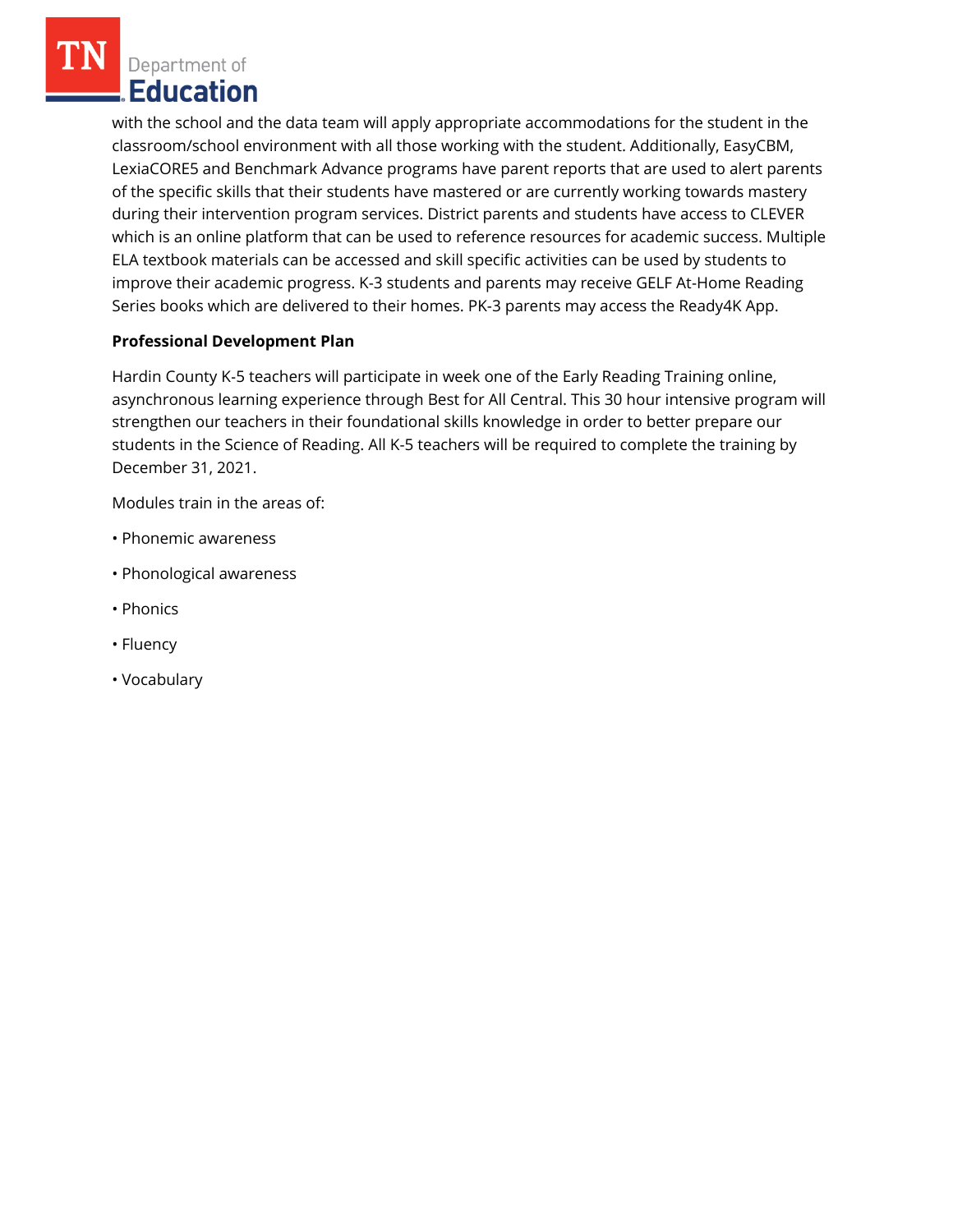with the school and the data team will apply appropriate accommodations for the student in the classroom/school environment with all those working with the student. Additionally, EasyCBM, LexiaCORE5 and Benchmark Advance programs have parent reports that are used to alert parents of the specific skills that their students have mastered or are currently working towards mastery during their intervention program services. District parents and students have access to CLEVER which is an online platform that can be used to reference resources for academic success. Multiple ELA textbook materials can be accessed and skill specific activities can be used by students to improve their academic progress. K-3 students and parents may receive GELF At-Home Reading Series books which are delivered to their homes. PK-3 parents may access the Ready4K App.

**Professional Development Plan**

Hardin County K-5 teachers will participate in week one of the Early Reading Training online, asynchronous learning experience through Best for All Central. This 30 hour intensive program will strengthen our teachers in their foundational skills knowledge in order to better prepare our students in the Science of Reading. All K-5 teachers will be required to complete the training by December 31, 2021.

Modules train in the areas of:

- Phonemic awareness
- Phonological awareness
- Phonics
- Fluency
- Vocabulary